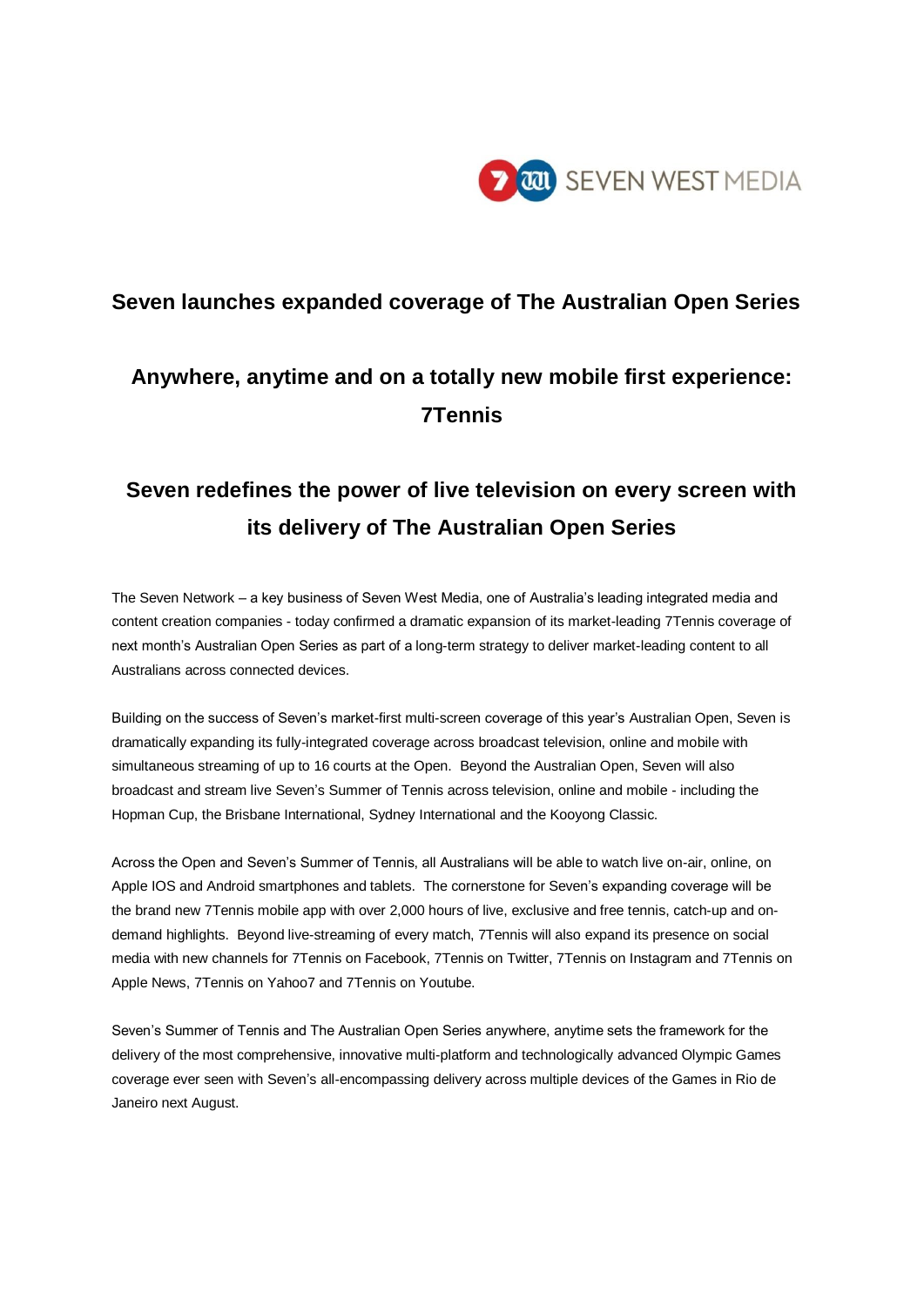SEVEN WEST MEDIA

# Seven launches expanded coverage of The Australian Open Series

## Anywhere, anytime and on a totally new mobile first experience: 7Tennis

## Seven redefines the power of live television on every screen with its delivery of The Australian Open Series

The Seven Network – a key business of Seven West Media, one of Australia's leading integrated media and content creation companies - today confirmed a dramatic expansion of its market-leading 7Tennis coverage of next month's Australian Open Series as part of a long-term strategy to deliver market-leading content to all Australians across connected devices.

Building on the success of Seven's market-first multi-screen coverage of this year's Australian Open, Seven is dramatically expanding its fully-integrated coverage across broadcast television, online and mobile with simultaneous streaming of up to 16 courts at the Open. Beyond the Australian Open, Seven will also broadcast and stream live Seven's Summer of Tennis across television, online and mobile - including the Hopman Cup, the Brisbane International, Sydney International and the Kooyong Classic.

Across the Open and Seven's Summer of Tennis, all Australians will be able to watch live on-air, online, on Apple IOS and Android smartphones and tablets. The cornerstone for Seven's expanding coverage will be the brand new 7Tennis mobile app with over 2,000 hours of live, exclusive and free tennis, catch-up and on-demand highlights. Beyond live-streaming of every match, 7Tennis will also expand its presence on social media with new channels for 7Tennis on Facebook, 7Tennis on Twitter, 7Tennis on Instagram and 7Tennis on Apple News, 7Tennis on Yahoo7 and 7Tennis on Youtube.

Seven's Summer of Tennis and The Australian Open Series anywhere, anytime sets the framework for the delivery of the most comprehensive, innovative multi-platform and technologically advanced Olympic Games coverage ever seen with Seven's all-encompassing delivery across multiple devices of the Games in Rio de Janeiro next August.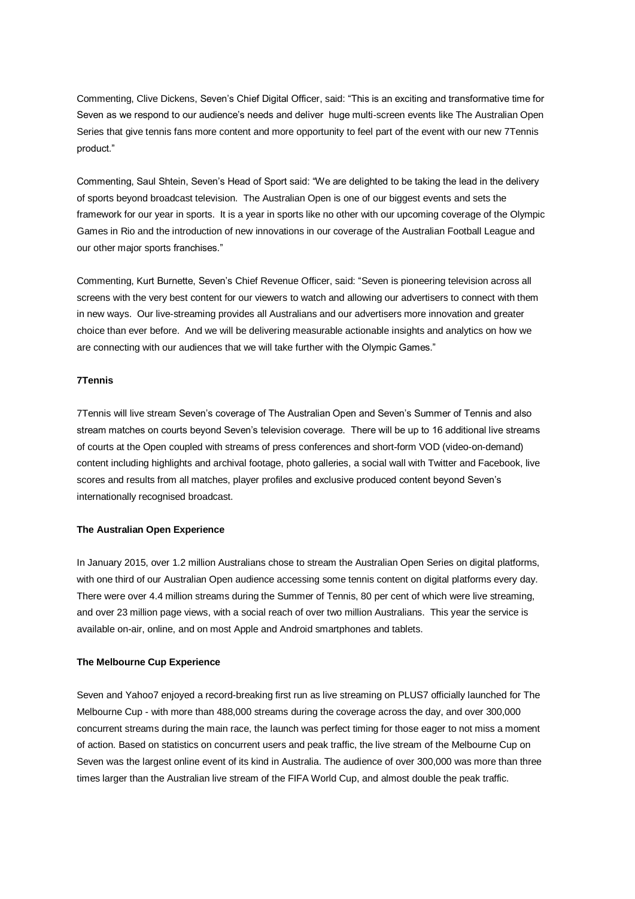Commenting, Clive Dickens, Seven's Chief Digital Officer, said: "This is an exciting and transformative time for Seven as we respond to our audience's needs and deliver huge multi-screen events like The Australian Open Series that give tennis fans more content and more opportunity to feel part of the event with our new 7Tennis product."

Commenting, Saul Shtein, Seven's Head of Sport said: "We are delighted to be taking the lead in the delivery of sports beyond broadcast television. The Australian Open is one of our biggest events and sets the framework for our year in sports. It is a year in sports like no other with our upcoming coverage of the Olympic Games in Rio and the introduction of new innovations in our coverage of the Australian Football League and our other major sports franchises."

Commenting, Kurt Burnette, Seven's Chief Revenue Officer, said: "Seven is pioneering television across all screens with the very best content for our viewers to watch and allowing our advertisers to connect with them in new ways. Our live-streaming provides all Australians and our advertisers more innovation and greater choice than ever before. And we will be delivering measurable actionable insights and analytics on how we are connecting with our audiences that we will take further with the Olympic Games."

**7Tennis**

7Tennis will live stream Seven's coverage of The Australian Open and Seven's Summer of Tennis and also stream matches on courts beyond Seven's television coverage. There will be up to 16 additional live streams of courts at the Open coupled with streams of press conferences and short-form VOD (video-on-demand) content including highlights and archival footage, photo galleries, a social wall with Twitter and Facebook, live scores and results from all matches, player profiles and exclusive produced content beyond Seven's internationally recognised broadcast.

**The Australian Open Experience**

In January 2015, over 1.2 million Australians chose to stream the Australian Open Series on digital platforms, with one third of our Australian Open audience accessing some tennis content on digital platforms every day. There were over 4.4 million streams during the Summer of Tennis, 80 per cent of which were live streaming, and over 23 million page views, with a social reach of over two million Australians. This year the service is available on-air, online, and on most Apple and Android smartphones and tablets.

**The Melbourne Cup Experience**

Seven and Yahoo7 enjoyed a record-breaking first run as live streaming on PLUS7 officially launched for The Melbourne Cup - with more than 488,000 streams during the coverage across the day, and over 300,000 concurrent streams during the main race, the launch was perfect timing for those eager to not miss a moment of action. Based on statistics on concurrent users and peak traffic, the live stream of the Melbourne Cup on Seven was the largest online event of its kind in Australia. The audience of over 300,000 was more than three times larger than the Australian live stream of the FIFA World Cup, and almost double the peak traffic.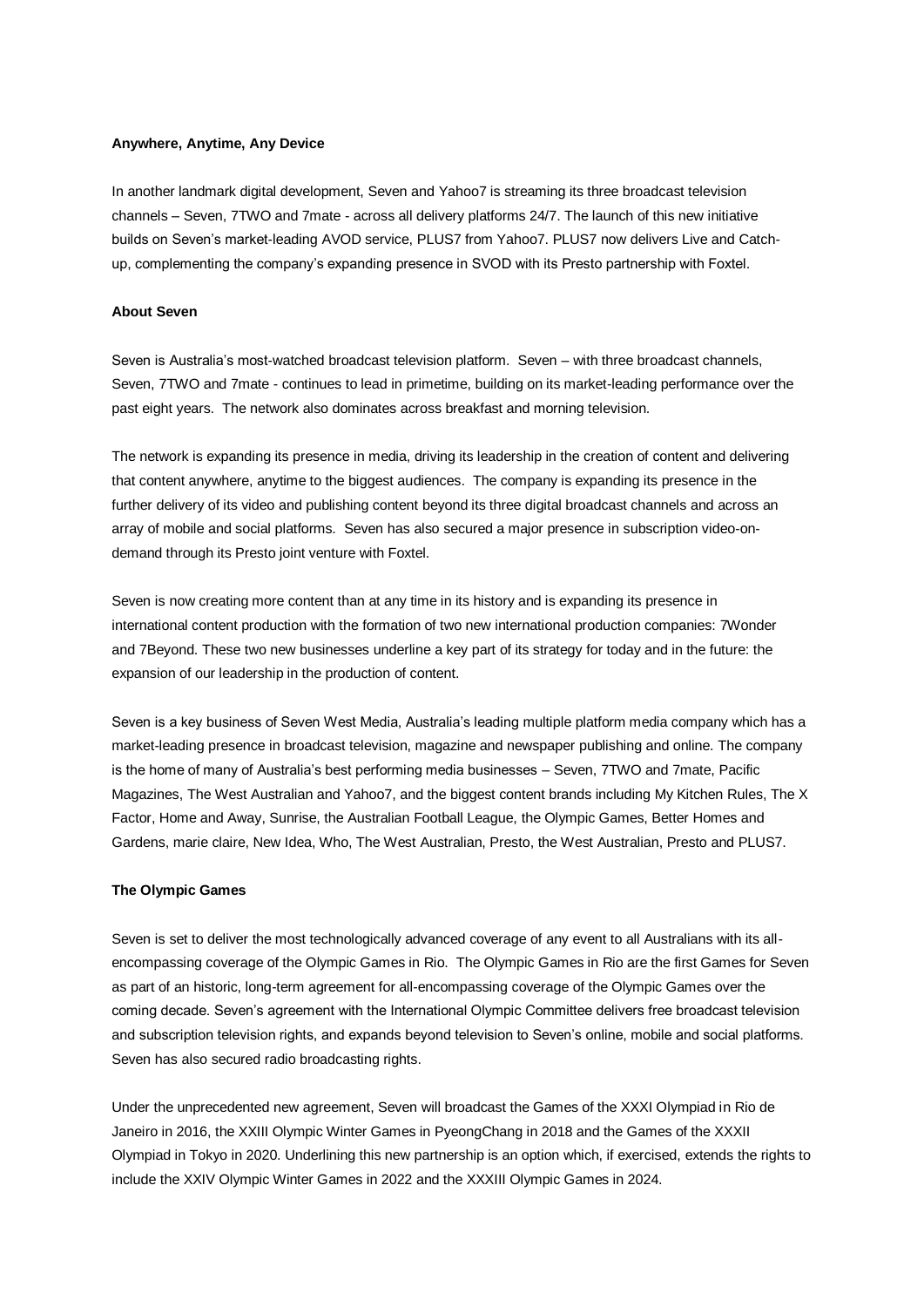**Anywhere, Anytime, Any Device**

In another landmark digital development, Seven and Yahoo7 is streaming its three broadcast television channels – Seven, 7TWO and 7mate - across all delivery platforms 24/7. The launch of this new initiative builds on Seven's market-leading AVOD service, PLUS7 from Yahoo7. PLUS7 now delivers Live and Catch-up, complementing the company's expanding presence in SVOD with its Presto partnership with Foxtel.

**About Seven**

Seven is Australia's most-watched broadcast television platform. Seven – with three broadcast channels, Seven, 7TWO and 7mate - continues to lead in primetime, building on its market-leading performance over the past eight years. The network also dominates across breakfast and morning television.

The network is expanding its presence in media, driving its leadership in the creation of content and delivering that content anywhere, anytime to the biggest audiences. The company is expanding its presence in the further delivery of its video and publishing content beyond its three digital broadcast channels and across an array of mobile and social platforms. Seven has also secured a major presence in subscription video-on-demand through its Presto joint venture with Foxtel.

Seven is now creating more content than at any time in its history and is expanding its presence in international content production with the formation of two new international production companies: 7Wonder and 7Beyond. These two new businesses underline a key part of its strategy for today and in the future: the expansion of our leadership in the production of content.

Seven is a key business of Seven West Media, Australia's leading multiple platform media company which has a market-leading presence in broadcast television, magazine and newspaper publishing and online. The company is the home of many of Australia's best performing media businesses – Seven, 7TWO and 7mate, Pacific Magazines, The West Australian and Yahoo7, and the biggest content brands including My Kitchen Rules, The X Factor, Home and Away, Sunrise, the Australian Football League, the Olympic Games, Better Homes and Gardens, marie claire, New Idea, Who, The West Australian, Presto, the West Australian, Presto and PLUS7.

**The Olympic Games**

Seven is set to deliver the most technologically advanced coverage of any event to all Australians with its all-encompassing coverage of the Olympic Games in Rio. The Olympic Games in Rio are the first Games for Seven as part of an historic, long-term agreement for all-encompassing coverage of the Olympic Games over the coming decade. Seven's agreement with the International Olympic Committee delivers free broadcast television and subscription television rights, and expands beyond television to Seven's online, mobile and social platforms. Seven has also secured radio broadcasting rights.

Under the unprecedented new agreement, Seven will broadcast the Games of the XXXI Olympiad in Rio de Janeiro in 2016, the XXIII Olympic Winter Games in PyeongChang in 2018 and the Games of the XXXII Olympiad in Tokyo in 2020. Underlining this new partnership is an option which, if exercised, extends the rights to include the XXIV Olympic Winter Games in 2022 and the XXXIII Olympic Games in 2024.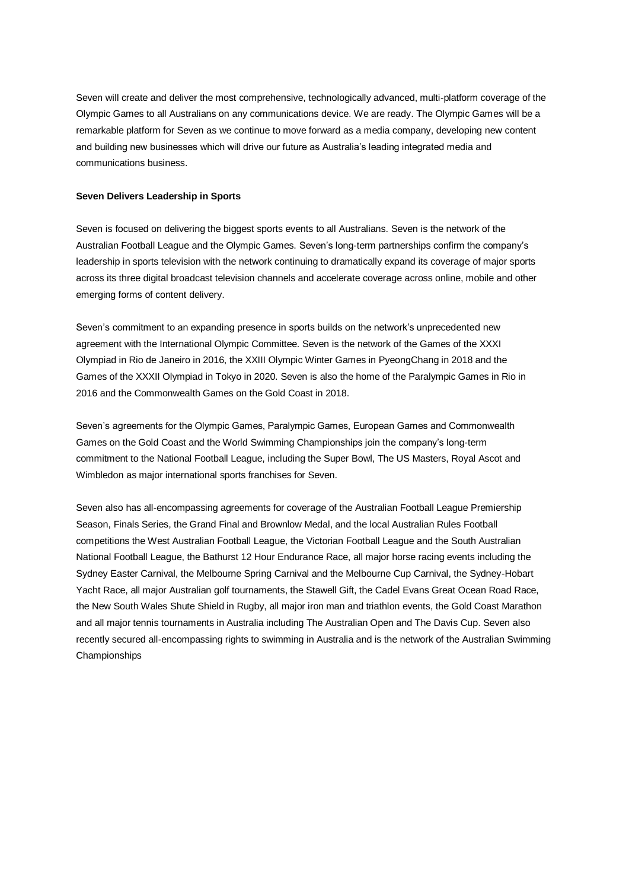Seven will create and deliver the most comprehensive, technologically advanced, multi-platform coverage of the Olympic Games to all Australians on any communications device. We are ready. The Olympic Games will be a remarkable platform for Seven as we continue to move forward as a media company, developing new content and building new businesses which will drive our future as Australia's leading integrated media and communications business.

**Seven Delivers Leadership in Sports**

Seven is focused on delivering the biggest sports events to all Australians. Seven is the network of the Australian Football League and the Olympic Games. Seven's long-term partnerships confirm the company's leadership in sports television with the network continuing to dramatically expand its coverage of major sports across its three digital broadcast television channels and accelerate coverage across online, mobile and other emerging forms of content delivery.

Seven's commitment to an expanding presence in sports builds on the network's unprecedented new agreement with the International Olympic Committee. Seven is the network of the Games of the XXXI Olympiad in Rio de Janeiro in 2016, the XXIII Olympic Winter Games in PyeongChang in 2018 and the Games of the XXXII Olympiad in Tokyo in 2020. Seven is also the home of the Paralympic Games in Rio in 2016 and the Commonwealth Games on the Gold Coast in 2018.

Seven's agreements for the Olympic Games, Paralympic Games, European Games and Commonwealth Games on the Gold Coast and the World Swimming Championships join the company's long-term commitment to the National Football League, including the Super Bowl, The US Masters, Royal Ascot and Wimbledon as major international sports franchises for Seven.

Seven also has all-encompassing agreements for coverage of the Australian Football League Premiership Season, Finals Series, the Grand Final and Brownlow Medal, and the local Australian Rules Football competitions the West Australian Football League, the Victorian Football League and the South Australian National Football League, the Bathurst 12 Hour Endurance Race, all major horse racing events including the Sydney Easter Carnival, the Melbourne Spring Carnival and the Melbourne Cup Carnival, the Sydney-Hobart Yacht Race, all major Australian golf tournaments, the Stawell Gift, the Cadel Evans Great Ocean Road Race, the New South Wales Shute Shield in Rugby, all major iron man and triathlon events, the Gold Coast Marathon and all major tennis tournaments in Australia including The Australian Open and The Davis Cup. Seven also recently secured all-encompassing rights to swimming in Australia and is the network of the Australian Swimming Championships